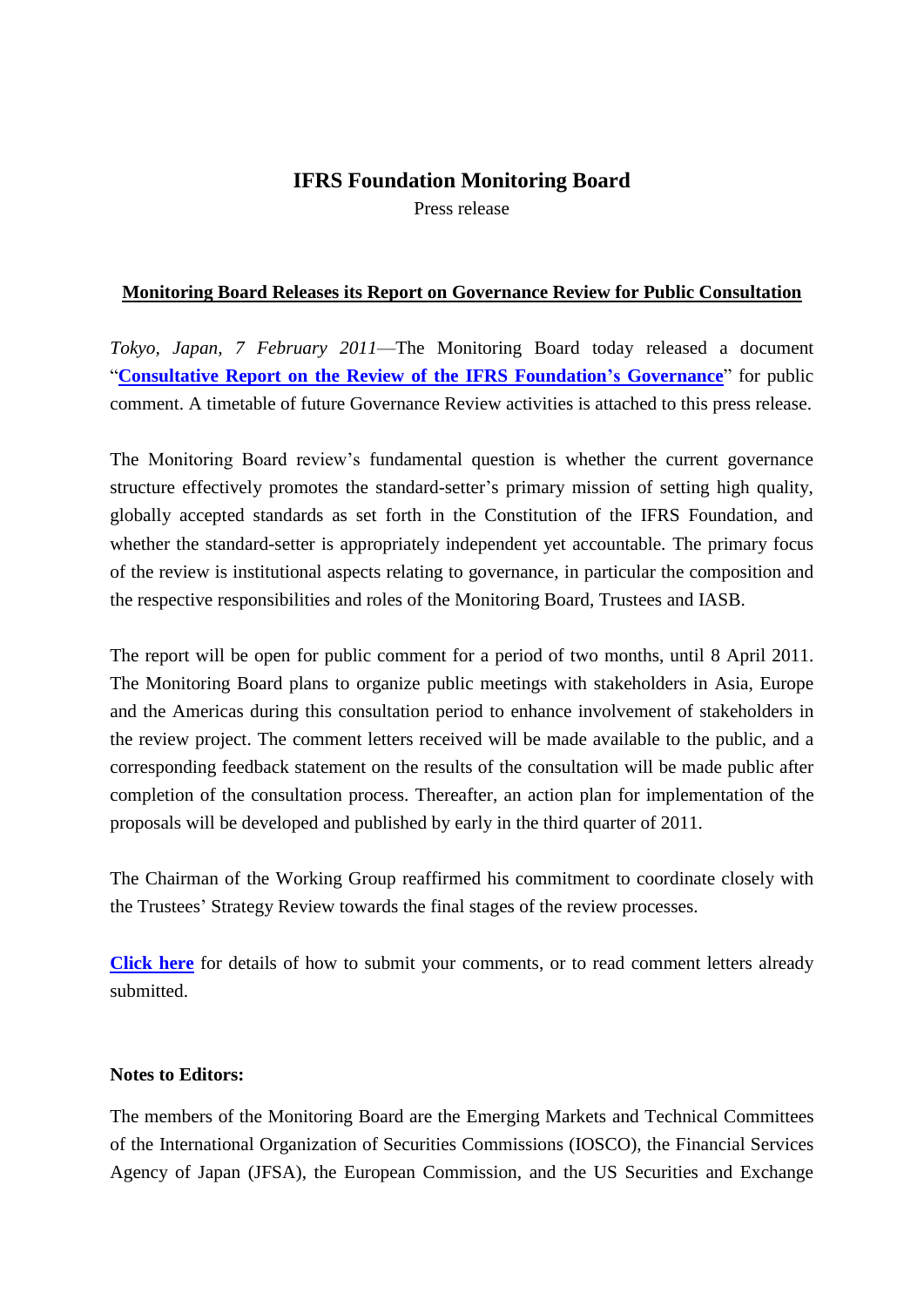# IFRS Foundation Monitoring Board

Press release

**Monitoring Board Releases its Report on Governance Review for Public Consultation**

*Tokyo, Japan, 7 February 2011*—The Monitoring Board today released a document "**Consultative Report on the Review of the IFRS Foundation's Governance**" for public comment. A timetable of future Governance Review activities is attached to this press release.

The Monitoring Board review's fundamental question is whether the current governance structure effectively promotes the standard-setter's primary mission of setting high quality, globally accepted standards as set forth in the Constitution of the IFRS Foundation, and whether the standard-setter is appropriately independent yet accountable. The primary focus of the review is institutional aspects relating to governance, in particular the composition and the respective responsibilities and roles of the Monitoring Board, Trustees and IASB.

The report will be open for public comment for a period of two months, until 8 April 2011. The Monitoring Board plans to organize public meetings with stakeholders in Asia, Europe and the Americas during this consultation period to enhance involvement of stakeholders in the review project. The comment letters received will be made available to the public, and a corresponding feedback statement on the results of the consultation will be made public after completion of the consultation process. Thereafter, an action plan for implementation of the proposals will be developed and published by early in the third quarter of 2011.

The Chairman of the Working Group reaffirmed his commitment to coordinate closely with the Trustees' Strategy Review towards the final stages of the review processes.

**Click here** for details of how to submit your comments, or to read comment letters already submitted.

**Notes to Editors:**

The members of the Monitoring Board are the Emerging Markets and Technical Committees of the International Organization of Securities Commissions (IOSCO), the Financial Services Agency of Japan (JFSA), the European Commission, and the US Securities and Exchange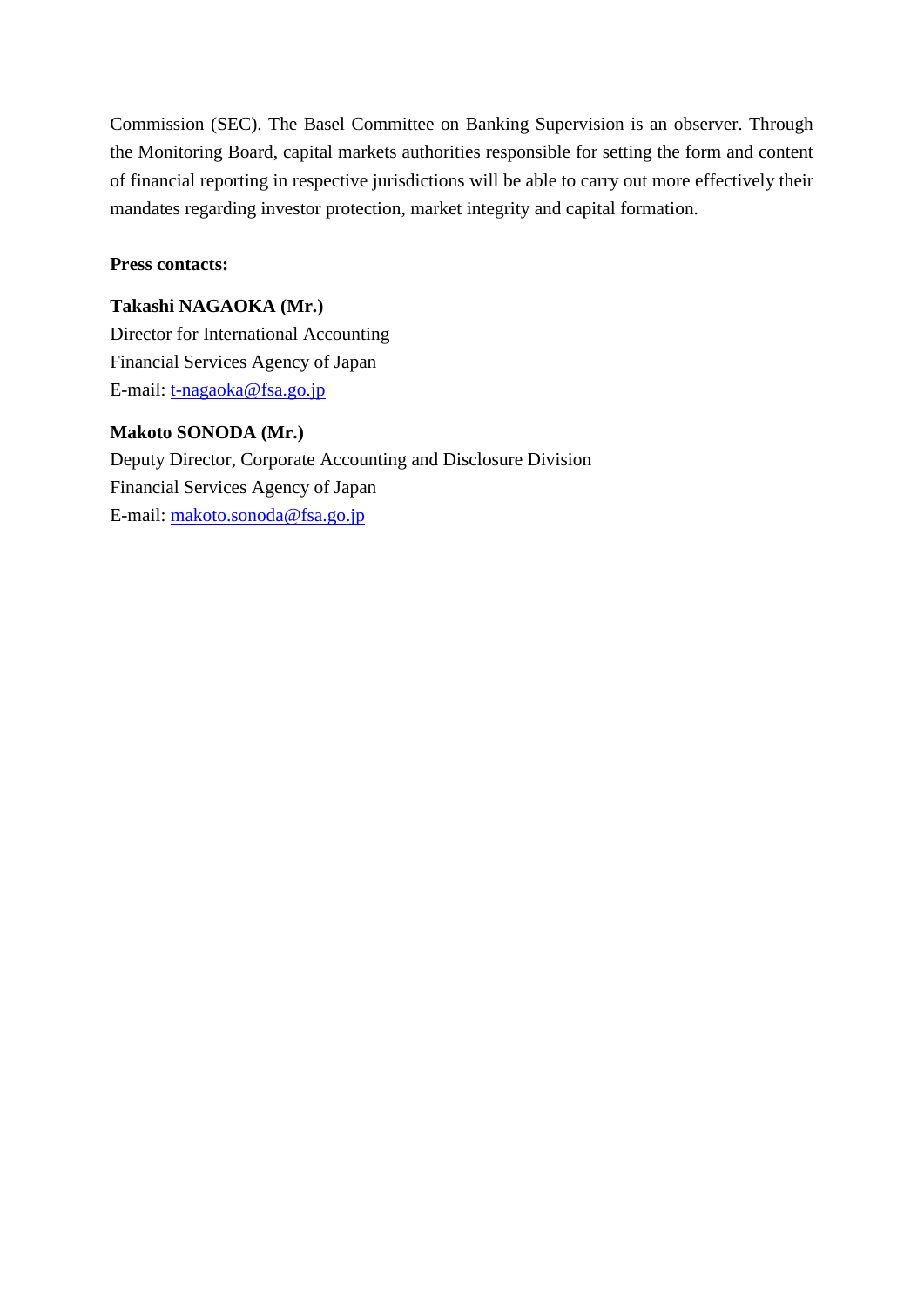Commission (SEC). The Basel Committee on Banking Supervision is an observer. Through the Monitoring Board, capital markets authorities responsible for setting the form and content of financial reporting in respective jurisdictions will be able to carry out more effectively their mandates regarding investor protection, market integrity and capital formation.

**Press contacts:**

**Takashi NAGAOKA (Mr.)**
Director for International Accounting
Financial Services Agency of Japan
E-mail: t-nagaoka@fsa.go.jp

**Makoto SONODA (Mr.)**
Deputy Director, Corporate Accounting and Disclosure Division
Financial Services Agency of Japan
E-mail: makoto.sonoda@fsa.go.jp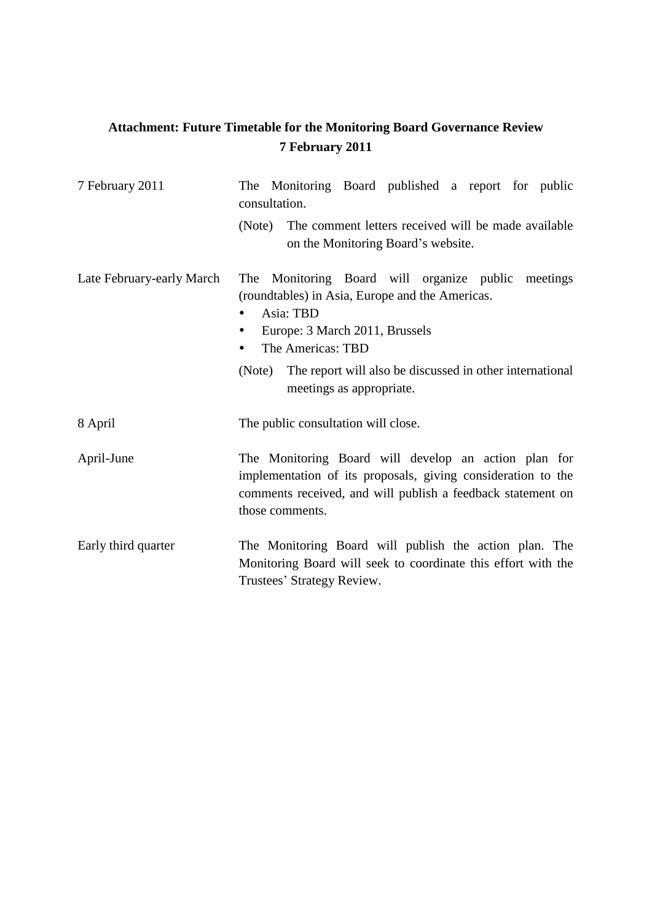**Attachment: Future Timetable for the Monitoring Board Governance Review**
**7 February 2011**

| | |
|---|---|
| 7 February 2011 | The Monitoring Board published a report for public consultation.<br><br>(Note) The comment letters received will be made available on the Monitoring Board's website. |
| Late February-early March | The Monitoring Board will organize public meetings (roundtables) in Asia, Europe and the Americas.<br>• Asia: TBD<br>• Europe: 3 March 2011, Brussels<br>• The Americas: TBD<br><br>(Note) The report will also be discussed in other international meetings as appropriate. |
| 8 April | The public consultation will close. |
| April-June | The Monitoring Board will develop an action plan for implementation of its proposals, giving consideration to the comments received, and will publish a feedback statement on those comments. |
| Early third quarter | The Monitoring Board will publish the action plan. The Monitoring Board will seek to coordinate this effort with the Trustees' Strategy Review. |